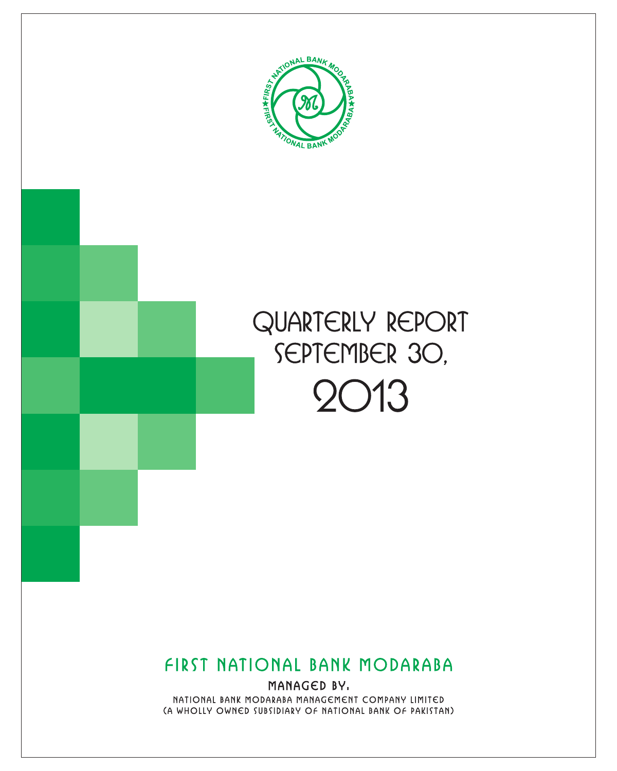# QUARTERLY REPORT SEPTEMBER 30, 2013

## FIRST NATIONAL BANK MODARABA

MANAGED BY:

NATIONAL BANK MODARABA MANAGEMENT COMPANY LIMITED
(A WHOLLY OWNED SUBSIDIARY OF NATIONAL BANK OF PAKISTAN)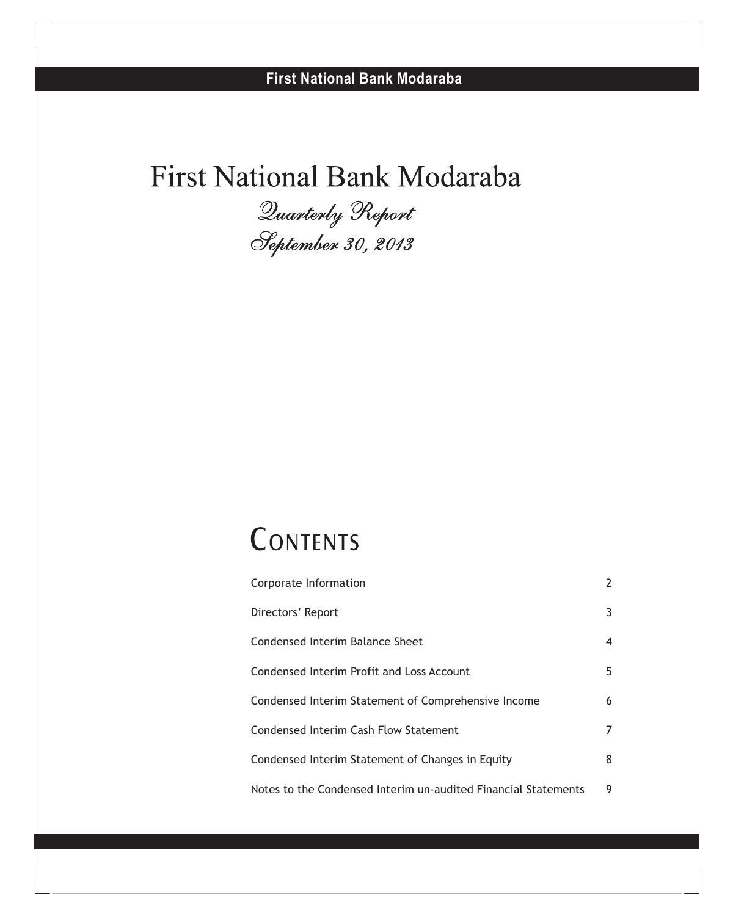# First National Bank Modaraba

*Quarterly Report*
*September 30, 2013*

## Contents

| | |
|---|---|
| Corporate Information | 2 |
| Directors' Report | 3 |
| Condensed Interim Balance Sheet | 4 |
| Condensed Interim Profit and Loss Account | 5 |
| Condensed Interim Statement of Comprehensive Income | 6 |
| Condensed Interim Cash Flow Statement | 7 |
| Condensed Interim Statement of Changes in Equity | 8 |
| Notes to the Condensed Interim un-audited Financial Statements | 9 |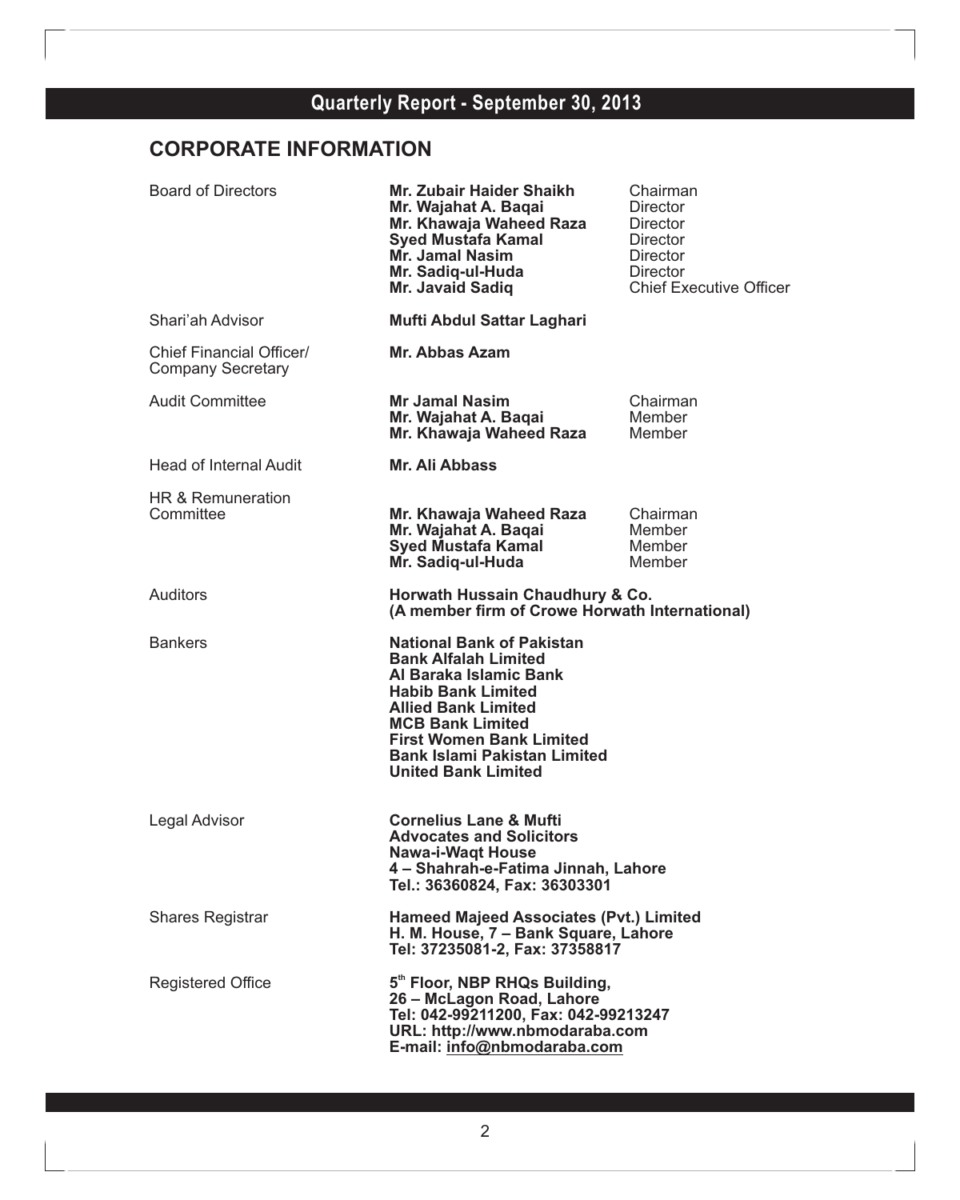# Quarterly Report - September 30, 2013

## CORPORATE INFORMATION

| | | |
|---|---|---|
| Board of Directors | **Mr. Zubair Haider Shaikh** | Chairman |
| | **Mr. Wajahat A. Baqai** | Director |
| | **Mr. Khawaja Waheed Raza** | Director |
| | **Syed Mustafa Kamal** | Director |
| | **Mr. Jamal Nasim** | Director |
| | **Mr. Sadiq-ul-Huda** | Director |
| | **Mr. Javaid Sadiq** | Chief Executive Officer |
| Shari'ah Advisor | **Mufti Abdul Sattar Laghari** | |
| Chief Financial Officer/ Company Secretary | **Mr. Abbas Azam** | |
| Audit Committee | **Mr Jamal Nasim** | Chairman |
| | **Mr. Wajahat A. Baqai** | Member |
| | **Mr. Khawaja Waheed Raza** | Member |
| Head of Internal Audit | **Mr. Ali Abbass** | |
| HR & Remuneration Committee | **Mr. Khawaja Waheed Raza** | Chairman |
| | **Mr. Wajahat A. Baqai** | Member |
| | **Syed Mustafa Kamal** | Member |
| | **Mr. Sadiq-ul-Huda** | Member |

**Auditors**

**Horwath Hussain Chaudhury & Co.**
**(A member firm of Crowe Horwath International)**

**Bankers**

**National Bank of Pakistan**
**Bank Alfalah Limited**
**Al Baraka Islamic Bank**
**Habib Bank Limited**
**Allied Bank Limited**
**MCB Bank Limited**
**First Women Bank Limited**
**Bank Islami Pakistan Limited**
**United Bank Limited**

**Legal Advisor**

**Cornelius Lane & Mufti**
**Advocates and Solicitors**
**Nawa-i-Waqt House**
**4 – Shahrah-e-Fatima Jinnah, Lahore**
**Tel.: 36360824, Fax: 36303301**

**Shares Registrar**

**Hameed Majeed Associates (Pvt.) Limited**
**H. M. House, 7 – Bank Square, Lahore**
**Tel: 37235081-2, Fax: 37358817**

**Registered Office**

**5th Floor, NBP RHQs Building,**
**26 – McLagon Road, Lahore**
**Tel: 042-99211200, Fax: 042-99213247**
**URL: http://www.nbmodaraba.com**
**E-mail: info@nbmodaraba.com**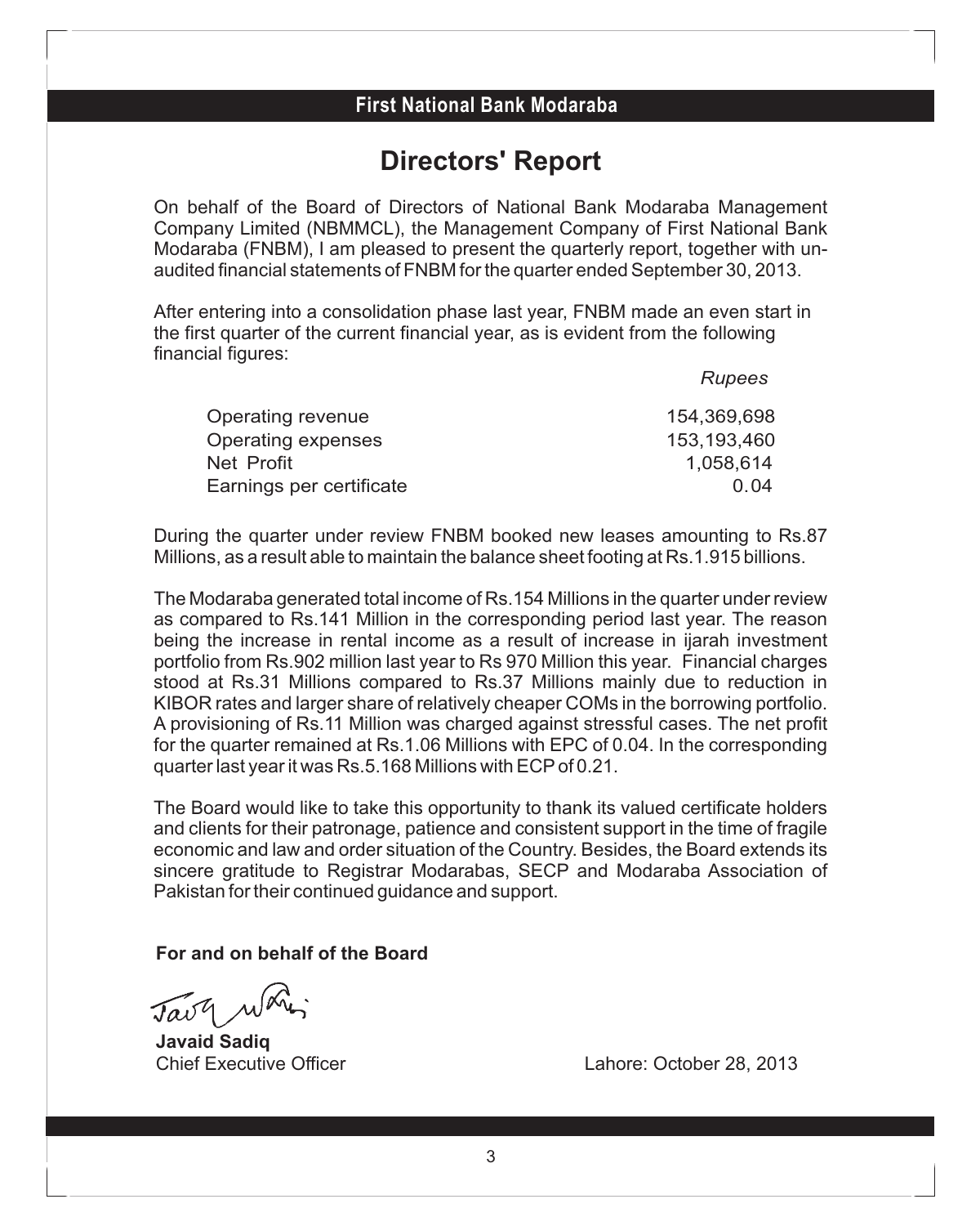## First National Bank Modaraba

# Directors' Report

On behalf of the Board of Directors of National Bank Modaraba Management Company Limited (NBMMCL), the Management Company of First National Bank Modaraba (FNBM), I am pleased to present the quarterly report, together with un-audited financial statements of FNBM for the quarter ended September 30, 2013.

After entering into a consolidation phase last year, FNBM made an even start in the first quarter of the current financial year, as is evident from the following financial figures:

| | *Rupees* |
|---|---|
| Operating revenue | 154,369,698 |
| Operating expenses | 153,193,460 |
| Net Profit | 1,058,614 |
| Earnings per certificate | 0.04 |

During the quarter under review FNBM booked new leases amounting to Rs.87 Millions, as a result able to maintain the balance sheet footing at Rs.1.915 billions.

The Modaraba generated total income of Rs.154 Millions in the quarter under review as compared to Rs.141 Million in the corresponding period last year. The reason being the increase in rental income as a result of increase in ijarah investment portfolio from Rs.902 million last year to Rs 970 Million this year. Financial charges stood at Rs.31 Millions compared to Rs.37 Millions mainly due to reduction in KIBOR rates and larger share of relatively cheaper COMs in the borrowing portfolio. A provisioning of Rs.11 Million was charged against stressful cases. The net profit for the quarter remained at Rs.1.06 Millions with EPC of 0.04. In the corresponding quarter last year it was Rs.5.168 Millions with ECP of 0.21.

The Board would like to take this opportunity to thank its valued certificate holders and clients for their patronage, patience and consistent support in the time of fragile economic and law and order situation of the Country. Besides, the Board extends its sincere gratitude to Registrar Modarabas, SECP and Modaraba Association of Pakistan for their continued guidance and support.

**For and on behalf of the Board**

**Javaid Sadiq**
Chief Executive Officer

Lahore: October 28, 2013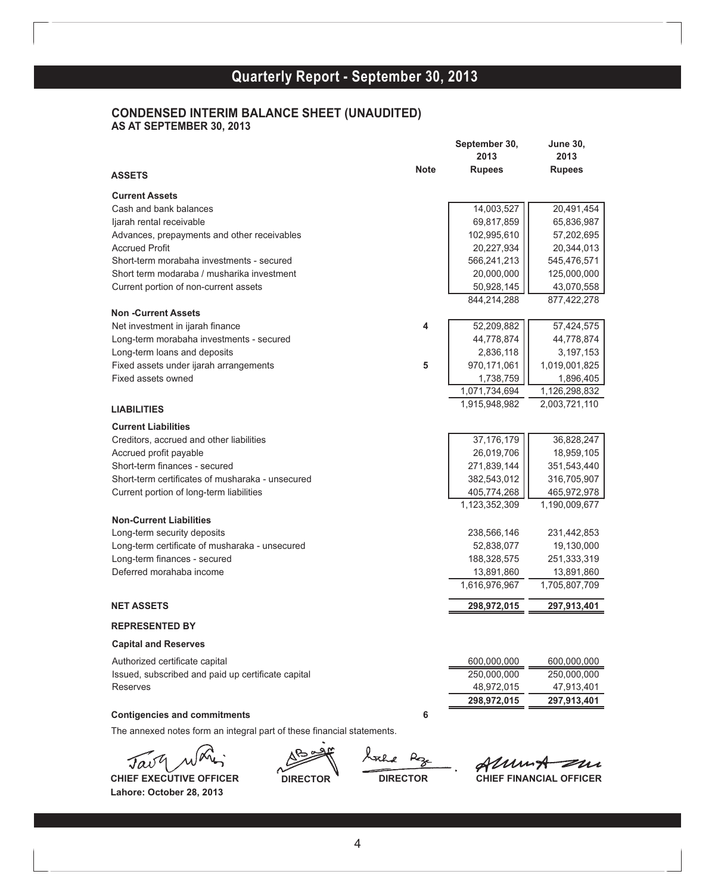## Quarterly Report - September 30, 2013

### CONDENSED INTERIM BALANCE SHEET (UNAUDITED)
**AS AT SEPTEMBER 30, 2013**

| | Note | September 30, 2013 Rupees | June 30, 2013 Rupees |
|---|---|---|---|
| **ASSETS** | | | |
| **Current Assets** | | | |
| Cash and bank balances | | 14,003,527 | 20,491,454 |
| Ijarah rental receivable | | 69,817,859 | 65,836,987 |
| Advances, prepayments and other receivables | | 102,995,610 | 57,202,695 |
| Accrued Profit | | 20,227,934 | 20,344,013 |
| Short-term morabaha investments - secured | | 566,241,213 | 545,476,571 |
| Short term modaraba / musharika investment | | 20,000,000 | 125,000,000 |
| Current portion of non-current assets | | 50,928,145 | 43,070,558 |
| | | 844,214,288 | 877,422,278 |
| **Non -Current Assets** | | | |
| Net investment in ijarah finance | 4 | 52,209,882 | 57,424,575 |
| Long-term morabaha investments - secured | | 44,778,874 | 44,778,874 |
| Long-term loans and deposits | | 2,836,118 | 3,197,153 |
| Fixed assets under ijarah arrangements | 5 | 970,171,061 | 1,019,001,825 |
| Fixed assets owned | | 1,738,759 | 1,896,405 |
| | | 1,071,734,694 | 1,126,298,832 |
| | | 1,915,948,982 | 2,003,721,110 |
| **LIABILITIES** | | | |
| **Current Liabilities** | | | |
| Creditors, accrued and other liabilities | | 37,176,179 | 36,828,247 |
| Accrued profit payable | | 26,019,706 | 18,959,105 |
| Short-term finances - secured | | 271,839,144 | 351,543,440 |
| Short-term certificates of musharaka - unsecured | | 382,543,012 | 316,705,907 |
| Current portion of long-term liabilities | | 405,774,268 | 465,972,978 |
| | | 1,123,352,309 | 1,190,009,677 |
| **Non-Current Liabilities** | | | |
| Long-term security deposits | | 238,566,146 | 231,442,853 |
| Long-term certificate of musharaka - unsecured | | 52,838,077 | 19,130,000 |
| Long-term finances - secured | | 188,328,575 | 251,333,319 |
| Deferred morahaba income | | 13,891,860 | 13,891,860 |
| | | 1,616,976,967 | 1,705,807,709 |
| **NET ASSETS** | | **298,972,015** | **297,913,401** |
| **REPRESENTED BY** | | | |
| **Capital and Reserves** | | | |
| Authorized certificate capital | | 600,000,000 | 600,000,000 |
| Issued, subscribed and paid up certificate capital | | 250,000,000 | 250,000,000 |
| Reserves | | 48,972,015 | 47,913,401 |
| | | **298,972,015** | **297,913,401** |
| **Contigencies and commitments** | 6 | | |

The annexed notes form an integral part of these financial statements.

**CHIEF EXECUTIVE OFFICER** **DIRECTOR** **DIRECTOR** **CHIEF FINANCIAL OFFICER**

**Lahore: October 28, 2013**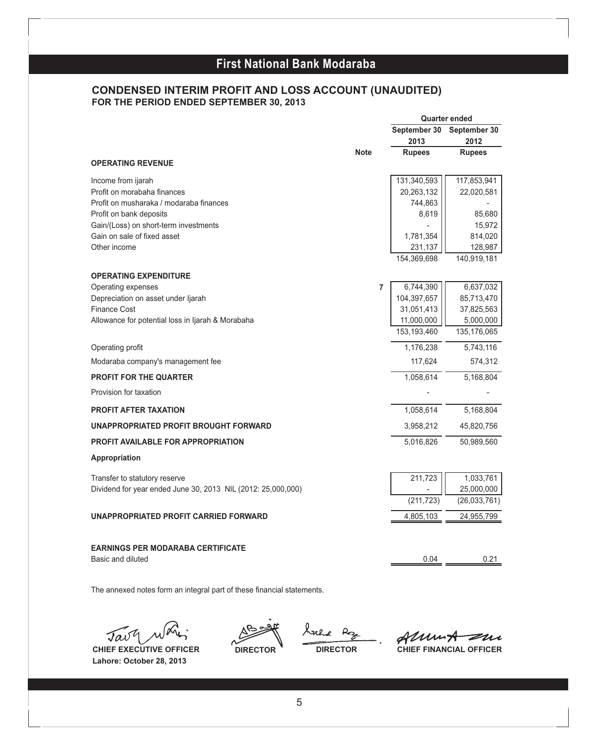# First National Bank Modaraba

## CONDENSED INTERIM PROFIT AND LOSS ACCOUNT (UNAUDITED)
### FOR THE PERIOD ENDED SEPTEMBER 30, 2013

| | Note | Quarter ended September 30 2013 Rupees | Quarter ended September 30 2012 Rupees |
|---|---|---|---|
| **OPERATING REVENUE** | | | |
| Income from ijarah | | 131,340,593 | 117,853,941 |
| Profit on morabaha finances | | 20,263,132 | 22,020,581 |
| Profit on musharaka / modaraba finances | | 744,863 | - |
| Profit on bank deposits | | 8,619 | 85,680 |
| Gain/(Loss) on short-term investments | | - | 15,972 |
| Gain on sale of fixed asset | | 1,781,354 | 814,020 |
| Other income | | 231,137 | 128,987 |
| | | 154,369,698 | 140,919,181 |
| **OPERATING EXPENDITURE** | | | |
| Operating expenses | 7 | 6,744,390 | 6,637,032 |
| Depreciation on asset under Ijarah | | 104,397,657 | 85,713,470 |
| Finance Cost | | 31,051,413 | 37,825,563 |
| Allowance for potential loss in Ijarah & Morabaha | | 11,000,000 | 5,000,000 |
| | | 153,193,460 | 135,176,065 |
| Operating profit | | 1,176,238 | 5,743,116 |
| Modaraba company's management fee | | 117,624 | 574,312 |
| **PROFIT FOR THE QUARTER** | | 1,058,614 | 5,168,804 |
| Provision for taxation | | - | - |
| **PROFIT AFTER TAXATION** | | 1,058,614 | 5,168,804 |
| **UNAPPROPRIATED PROFIT BROUGHT FORWARD** | | 3,958,212 | 45,820,756 |
| **PROFIT AVAILABLE FOR APPROPRIATION** | | 5,016,826 | 50,989,560 |
| **Appropriation** | | | |
| Transfer to statutory reserve | | 211,723 | 1,033,761 |
| Dividend for year ended June 30, 2013 NIL (2012: 25,000,000) | | - | 25,000,000 |
| | | (211,723) | (26,033,761) |
| **UNAPPROPRIATED PROFIT CARRIED FORWARD** | | 4,805,103 | 24,955,799 |
| **EARNINGS PER MODARABA CERTIFICATE** | | | |
| Basic and diluted | | 0.04 | 0.21 |

The annexed notes form an integral part of these financial statements.

**CHIEF EXECUTIVE OFFICER** | **DIRECTOR** | **DIRECTOR** | **CHIEF FINANCIAL OFFICER**

**Lahore: October 28, 2013**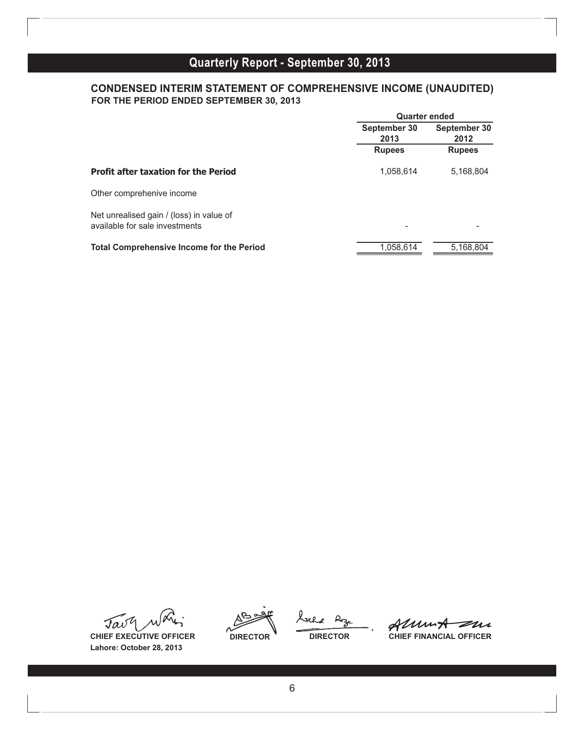## CONDENSED INTERIM STATEMENT OF COMPREHENSIVE INCOME (UNAUDITED)

**FOR THE PERIOD ENDED SEPTEMBER 30, 2013**

| | Quarter ended | |
|---|---|---|
| | September 30 2013 | September 30 2012 |
| | Rupees | Rupees |
| **Profit after taxation for the Period** | 1,058,614 | 5,168,804 |
| Other comprehenive income | | |
| Net unrealised gain / (loss) in value of available for sale investments | - | - |
| **Total Comprehensive Income for the Period** | 1,058,614 | 5,168,804 |

**CHIEF EXECUTIVE OFFICER** **DIRECTOR** **DIRECTOR** **CHIEF FINANCIAL OFFICER**

**Lahore: October 28, 2013**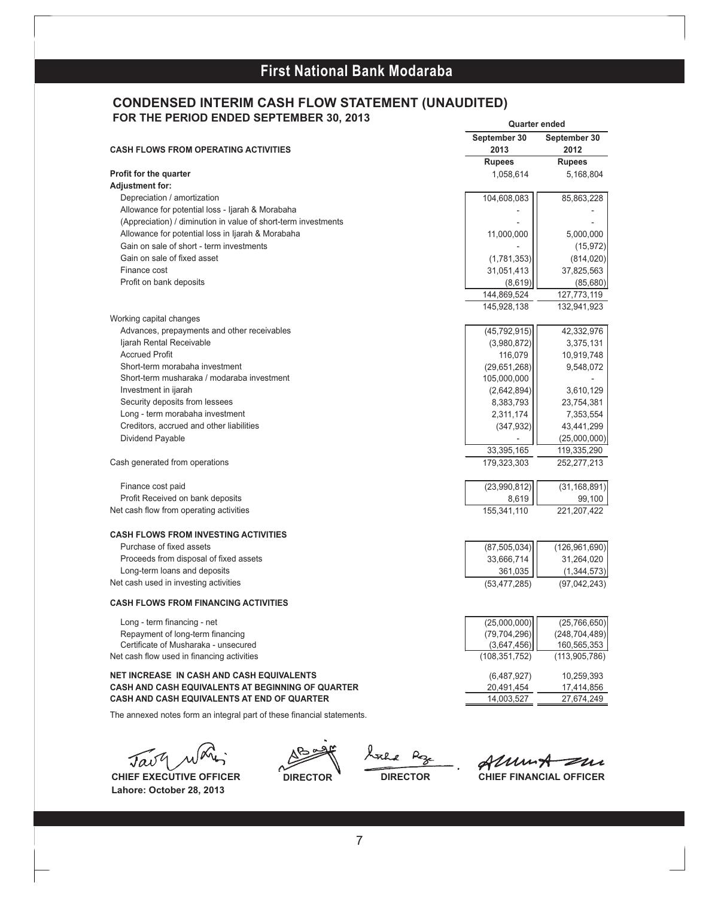# First National Bank Modaraba

## CONDENSED INTERIM CASH FLOW STATEMENT (UNAUDITED)

### FOR THE PERIOD ENDED SEPTEMBER 30, 2013

| | Quarter ended | |
|---|---|---|
| | September 30 2013 | September 30 2012 |
| **CASH FLOWS FROM OPERATING ACTIVITIES** | **Rupees** | **Rupees** |
| **Profit for the quarter** | 1,058,614 | 5,168,804 |
| **Adjustment for:** | | |
| Depreciation / amortization | 104,608,083 | 85,863,228 |
| Allowance for potential loss - Ijarah & Morabaha | - | - |
| (Appreciation) / diminution in value of short-term investments | - | - |
| Allowance for potential loss in Ijarah & Morabaha | 11,000,000 | 5,000,000 |
| Gain on sale of short - term investments | - | (15,972) |
| Gain on sale of fixed asset | (1,781,353) | (814,020) |
| Finance cost | 31,051,413 | 37,825,563 |
| Profit on bank deposits | (8,619) | (85,680) |
| | 144,869,524 | 127,773,119 |
| | 145,928,138 | 132,941,923 |
| Working capital changes | | |
| Advances, prepayments and other receivables | (45,792,915) | 42,332,976 |
| Ijarah Rental Receivable | (3,980,872) | 3,375,131 |
| Accrued Profit | 116,079 | 10,919,748 |
| Short-term morabaha investment | (29,651,268) | 9,548,072 |
| Short-term musharaka / modaraba investment | 105,000,000 | - |
| Investment in ijarah | (2,642,894) | 3,610,129 |
| Security deposits from lessees | 8,383,793 | 23,754,381 |
| Long - term morabaha investment | 2,311,174 | 7,353,554 |
| Creditors, accrued and other liabilities | (347,932) | 43,441,299 |
| Dividend Payable | - | (25,000,000) |
| | 33,395,165 | 119,335,290 |
| Cash generated from operations | 179,323,303 | 252,277,213 |
| Finance cost paid | (23,990,812) | (31,168,891) |
| Profit Received on bank deposits | 8,619 | 99,100 |
| Net cash flow from operating activities | 155,341,110 | 221,207,422 |
| **CASH FLOWS FROM INVESTING ACTIVITIES** | | |
| Purchase of fixed assets | (87,505,034) | (126,961,690) |
| Proceeds from disposal of fixed assets | 33,666,714 | 31,264,020 |
| Long-term loans and deposits | 361,035 | (1,344,573) |
| Net cash used in investing activities | (53,477,285) | (97,042,243) |
| **CASH FLOWS FROM FINANCING ACTIVITIES** | | |
| Long - term financing - net | (25,000,000) | (25,766,650) |
| Repayment of long-term financing | (79,704,296) | (248,704,489) |
| Certificate of Musharaka - unsecured | (3,647,456) | 160,565,353 |
| Net cash flow used in financing activities | (108,351,752) | (113,905,786) |
| **NET INCREASE IN CASH AND CASH EQUIVALENTS** | (6,487,927) | 10,259,393 |
| **CASH AND CASH EQUIVALENTS AT BEGINNING OF QUARTER** | 20,491,454 | 17,414,856 |
| **CASH AND CASH EQUIVALENTS AT END OF QUARTER** | 14,003,527 | 27,674,249 |

The annexed notes form an integral part of these financial statements.

**CHIEF EXECUTIVE OFFICER** **DIRECTOR** **DIRECTOR** **CHIEF FINANCIAL OFFICER**

**Lahore: October 28, 2013**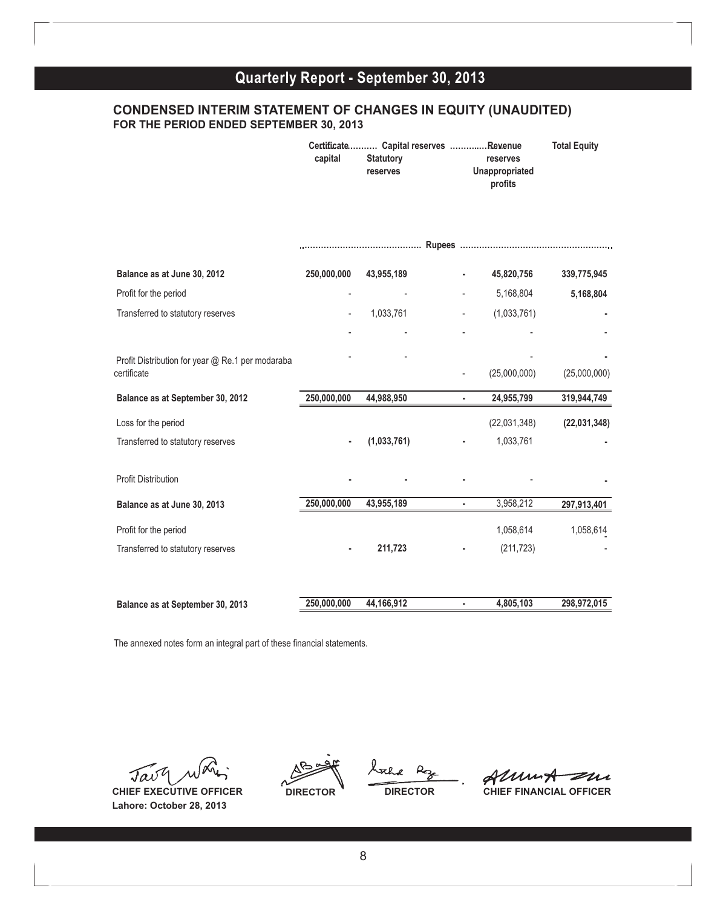## CONDENSED INTERIM STATEMENT OF CHANGES IN EQUITY (UNAUDITED)
### FOR THE PERIOD ENDED SEPTEMBER 30, 2013

| | Certificate capital | Capital reserves Statutory reserves | | Revenue reserves Unappropriated profits | Total Equity |
|---|---|---|---|---|---|
| | Rupees | | | | |
| **Balance as at June 30, 2012** | **250,000,000** | **43,955,189** | **-** | **45,820,756** | **339,775,945** |
| Profit for the period | - | - | - | 5,168,804 | **5,168,804** |
| Transferred to statutory reserves | - | 1,033,761 | - | (1,033,761) | **-** |
| | - | - | - | - | - |
| Profit Distribution for year @ Re.1 per modaraba certificate | - | - | - | (25,000,000) | (25,000,000) |
| **Balance as at September 30, 2012** | **250,000,000** | **44,988,950** | **-** | **24,955,799** | **319,944,749** |
| Loss for the period | | | | (22,031,348) | **(22,031,348)** |
| Transferred to statutory reserves | **-** | **(1,033,761)** | **-** | 1,033,761 | **-** |
| Profit Distribution | **-** | **-** | **-** | - | **-** |
| **Balance as at June 30, 2013** | **250,000,000** | **43,955,189** | **-** | 3,958,212 | **297,913,401** |
| Profit for the period | | | | 1,058,614 | 1,058,614 |
| Transferred to statutory reserves | **-** | **211,723** | **-** | (211,723) | - |
| **Balance as at September 30, 2013** | **250,000,000** | **44,166,912** | **-** | **4,805,103** | **298,972,015** |

The annexed notes form an integral part of these financial statements.

**CHIEF EXECUTIVE OFFICER** &nbsp;&nbsp; **DIRECTOR** &nbsp;&nbsp; **DIRECTOR** &nbsp;&nbsp; **CHIEF FINANCIAL OFFICER**

**Lahore: October 28, 2013**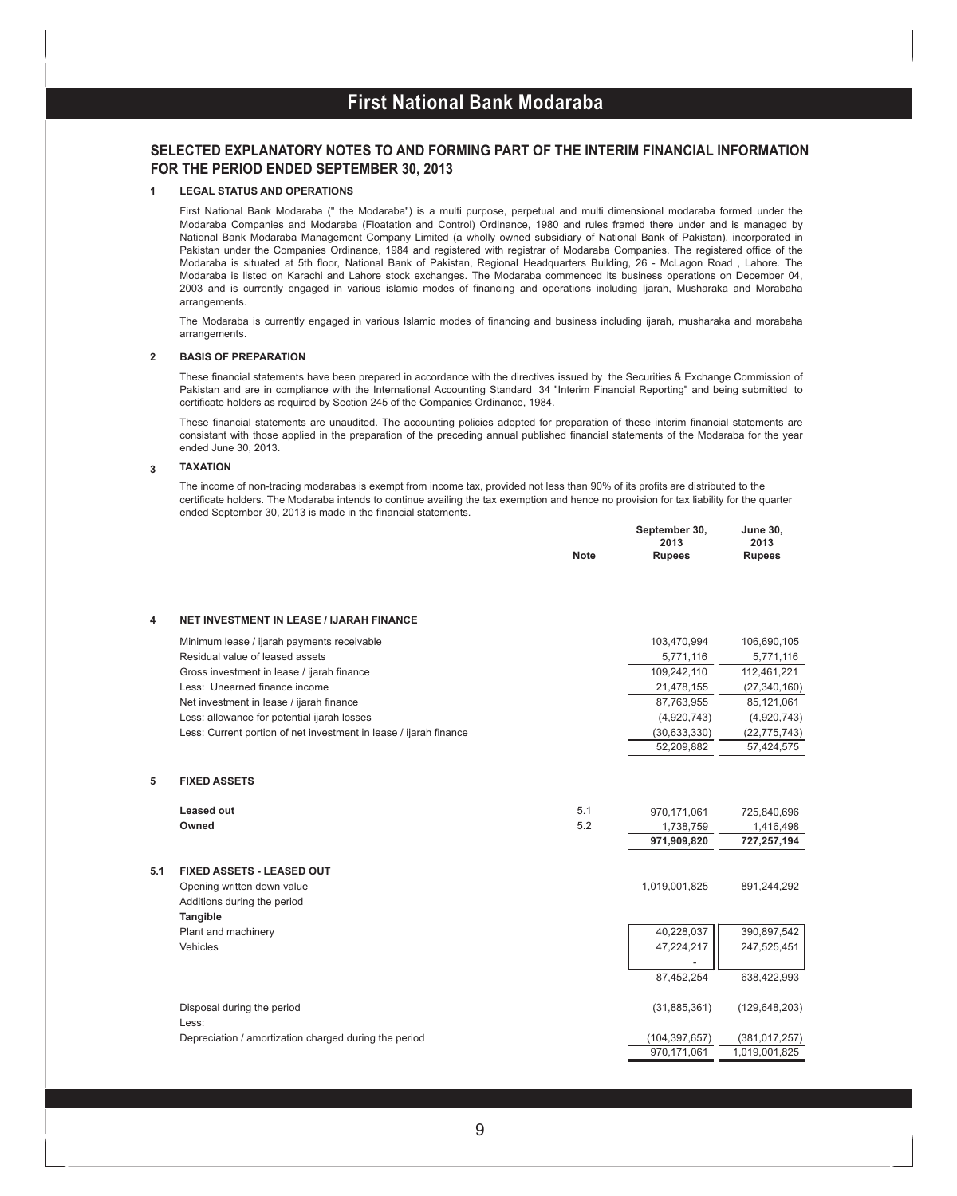# First National Bank Modaraba

## SELECTED EXPLANATORY NOTES TO AND FORMING PART OF THE INTERIM FINANCIAL INFORMATION FOR THE PERIOD ENDED SEPTEMBER 30, 2013

### 1 LEGAL STATUS AND OPERATIONS

First National Bank Modaraba (" the Modaraba") is a multi purpose, perpetual and multi dimensional modaraba formed under the Modaraba Companies and Modaraba (Floatation and Control) Ordinance, 1980 and rules framed there under and is managed by National Bank Modaraba Management Company Limited (a wholly owned subsidiary of National Bank of Pakistan), incorporated in Pakistan under the Companies Ordinance, 1984 and registered with registrar of Modaraba Companies. The registered office of the Modaraba is situated at 5th floor, National Bank of Pakistan, Regional Headquarters Building, 26 - McLagon Road , Lahore. The Modaraba is listed on Karachi and Lahore stock exchanges. The Modaraba commenced its business operations on December 04, 2003 and is currently engaged in various islamic modes of financing and operations including Ijarah, Musharaka and Morabaha arrangements.

The Modaraba is currently engaged in various Islamic modes of financing and business including ijarah, musharaka and morabaha arrangements.

### 2 BASIS OF PREPARATION

These financial statements have been prepared in accordance with the directives issued by the Securities & Exchange Commission of Pakistan and are in compliance with the International Accounting Standard 34 "Interim Financial Reporting" and being submitted to certificate holders as required by Section 245 of the Companies Ordinance, 1984.

These financial statements are unaudited. The accounting policies adopted for preparation of these interim financial statements are consistant with those applied in the preparation of the preceding annual published financial statements of the Modaraba for the year ended June 30, 2013.

### 3 TAXATION

The income of non-trading modarabas is exempt from income tax, provided not less than 90% of its profits are distributed to the certificate holders. The Modaraba intends to continue availing the tax exemption and hence no provision for tax liability for the quarter ended September 30, 2013 is made in the financial statements.

| | | Note | September 30, 2013 Rupees | June 30, 2013 Rupees |
|---|---|---|---|---|
| **4** | **NET INVESTMENT IN LEASE / IJARAH FINANCE** | | | |
| | Minimum lease / ijarah payments receivable | | 103,470,994 | 106,690,105 |
| | Residual value of leased assets | | 5,771,116 | 5,771,116 |
| | Gross investment in lease / ijarah finance | | 109,242,110 | 112,461,221 |
| | Less: Unearned finance income | | 21,478,155 | (27,340,160) |
| | Net investment in lease / ijarah finance | | 87,763,955 | 85,121,061 |
| | Less: allowance for potential ijarah losses | | (4,920,743) | (4,920,743) |
| | Less: Current portion of net investment in lease / ijarah finance | | (30,633,330) | (22,775,743) |
| | | | 52,209,882 | 57,424,575 |
| **5** | **FIXED ASSETS** | | | |
| | **Leased out** | 5.1 | 970,171,061 | 725,840,696 |
| | **Owned** | 5.2 | 1,738,759 | 1,416,498 |
| | | | **971,909,820** | **727,257,194** |
| **5.1** | **FIXED ASSETS - LEASED OUT** | | | |
| | Opening written down value | | 1,019,001,825 | 891,244,292 |
| | Additions during the period | | | |
| | **Tangible** | | | |
| | Plant and machinery | | 40,228,037 | 390,897,542 |
| | Vehicles | | 47,224,217 | 247,525,451 |
| | | | - | |
| | | | 87,452,254 | 638,422,993 |
| | Disposal during the period | | (31,885,361) | (129,648,203) |
| | Less: | | | |
| | Depreciation / amortization charged during the period | | (104,397,657) | (381,017,257) |
| | | | 970,171,061 | 1,019,001,825 |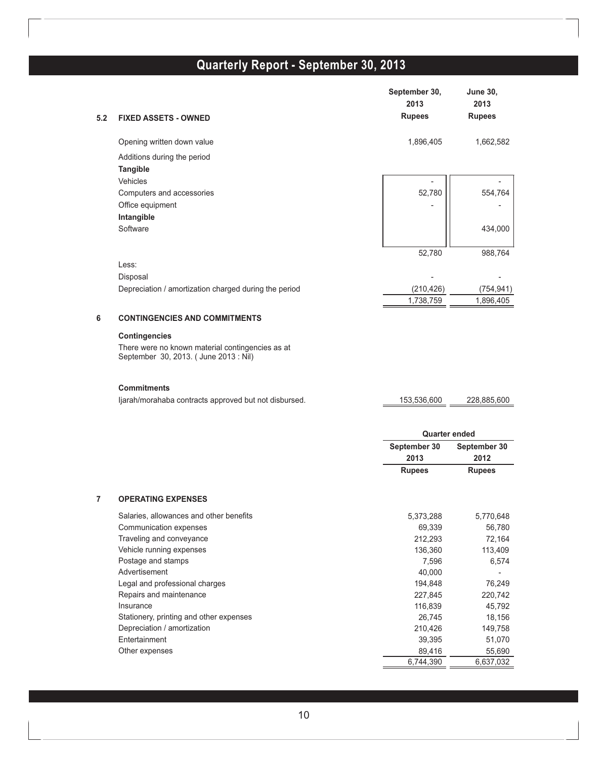## 5.2 FIXED ASSETS - OWNED

| | September 30, 2013 Rupees | June 30, 2013 Rupees |
|---|---|---|
| Opening written down value | 1,896,405 | 1,662,582 |
| Additions during the period | | |
| **Tangible** | | |
| Vehicles | - | - |
| Computers and accessories | 52,780 | 554,764 |
| Office equipment | - | - |
| **Intangible** | | |
| Software | | 434,000 |
| | 52,780 | 988,764 |
| Less: | | |
| Disposal | - | - |
| Depreciation / amortization charged during the period | (210,426) | (754,941) |
| | 1,738,759 | 1,896,405 |

## 6 CONTINGENCIES AND COMMITMENTS

**Contingencies**

There were no known material contingencies as at September 30, 2013. ( June 2013 : Nil)

**Commitments**

| | September 30, 2013 Rupees | June 30, 2013 Rupees |
|---|---|---|
| Ijarah/morahaba contracts approved but not disbursed. | 153,536,600 | 228,885,600 |

## 7 OPERATING EXPENSES

| | Quarter ended | |
|---|---|---|
| | September 30 2013 Rupees | September 30 2012 Rupees |
| Salaries, allowances and other benefits | 5,373,288 | 5,770,648 |
| Communication expenses | 69,339 | 56,780 |
| Traveling and conveyance | 212,293 | 72,164 |
| Vehicle running expenses | 136,360 | 113,409 |
| Postage and stamps | 7,596 | 6,574 |
| Advertisement | 40,000 | - |
| Legal and professional charges | 194,848 | 76,249 |
| Repairs and maintenance | 227,845 | 220,742 |
| Insurance | 116,839 | 45,792 |
| Stationery, printing and other expenses | 26,745 | 18,156 |
| Depreciation / amortization | 210,426 | 149,758 |
| Entertainment | 39,395 | 51,070 |
| Other expenses | 89,416 | 55,690 |
| | 6,744,390 | 6,637,032 |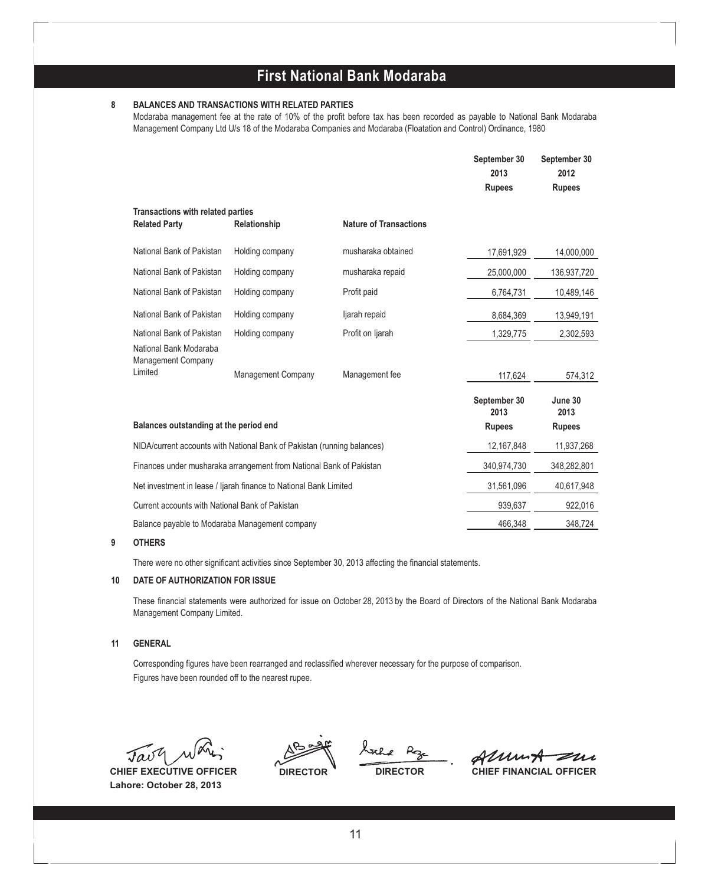# First National Bank Modaraba

## 8 BALANCES AND TRANSACTIONS WITH RELATED PARTIES

Modaraba management fee at the rate of 10% of the profit before tax has been recorded as payable to National Bank Modaraba Management Company Ltd U/s 18 of the Modaraba Companies and Modaraba (Floatation and Control) Ordinance, 1980

| | | | September 30 2013 | September 30 2012 |
|---|---|---|---|---|
| | | | Rupees | Rupees |
| **Transactions with related parties** | | | | |
| **Related Party** | **Relationship** | **Nature of Transactions** | | |
| National Bank of Pakistan | Holding company | musharaka obtained | 17,691,929 | 14,000,000 |
| National Bank of Pakistan | Holding company | musharaka repaid | 25,000,000 | 136,937,720 |
| National Bank of Pakistan | Holding company | Profit paid | 6,764,731 | 10,489,146 |
| National Bank of Pakistan | Holding company | Ijarah repaid | 8,684,369 | 13,949,191 |
| National Bank of Pakistan | Holding company | Profit on Ijarah | 1,329,775 | 2,302,593 |
| National Bank Modaraba Management Company Limited | Management Company | Management fee | 117,624 | 574,312 |

| | September 30 2013 | June 30 2013 |
|---|---|---|
| **Balances outstanding at the period end** | Rupees | Rupees |
| NIDA/current accounts with National Bank of Pakistan (running balances) | 12,167,848 | 11,937,268 |
| Finances under musharaka arrangement from National Bank of Pakistan | 340,974,730 | 348,282,801 |
| Net investment in lease / Ijarah finance to National Bank Limited | 31,561,096 | 40,617,948 |
| Current accounts with National Bank of Pakistan | 939,637 | 922,016 |
| Balance payable to Modaraba Management company | 466,348 | 348,724 |

## 9 OTHERS

There were no other significant activities since September 30, 2013 affecting the financial statements.

## 10 DATE OF AUTHORIZATION FOR ISSUE

These financial statements were authorized for issue on October 28, 2013 by the Board of Directors of the National Bank Modaraba Management Company Limited.

## 11 GENERAL

Corresponding figures have been rearranged and reclassified wherever necessary for the purpose of comparison.

Figures have been rounded off to the nearest rupee.

**CHIEF EXECUTIVE OFFICER** **DIRECTOR** **DIRECTOR** **CHIEF FINANCIAL OFFICER**

**Lahore: October 28, 2013**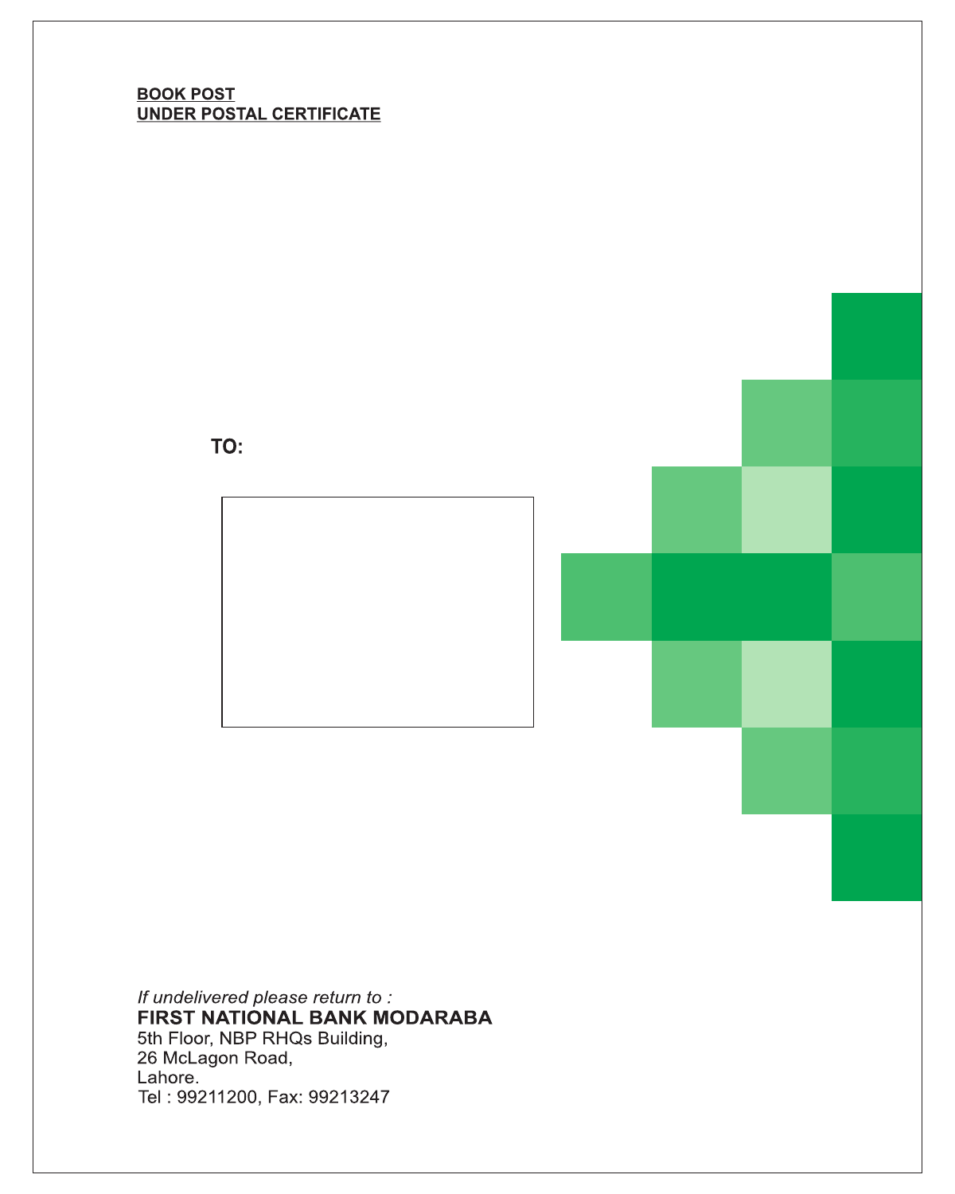**BOOK POST**
**UNDER POSTAL CERTIFICATE**

**TO:**

*If undelivered please return to :*
**FIRST NATIONAL BANK MODARABA**
5th Floor, NBP RHQs Building,
26 McLagon Road,
Lahore.
Tel : 99211200, Fax: 99213247